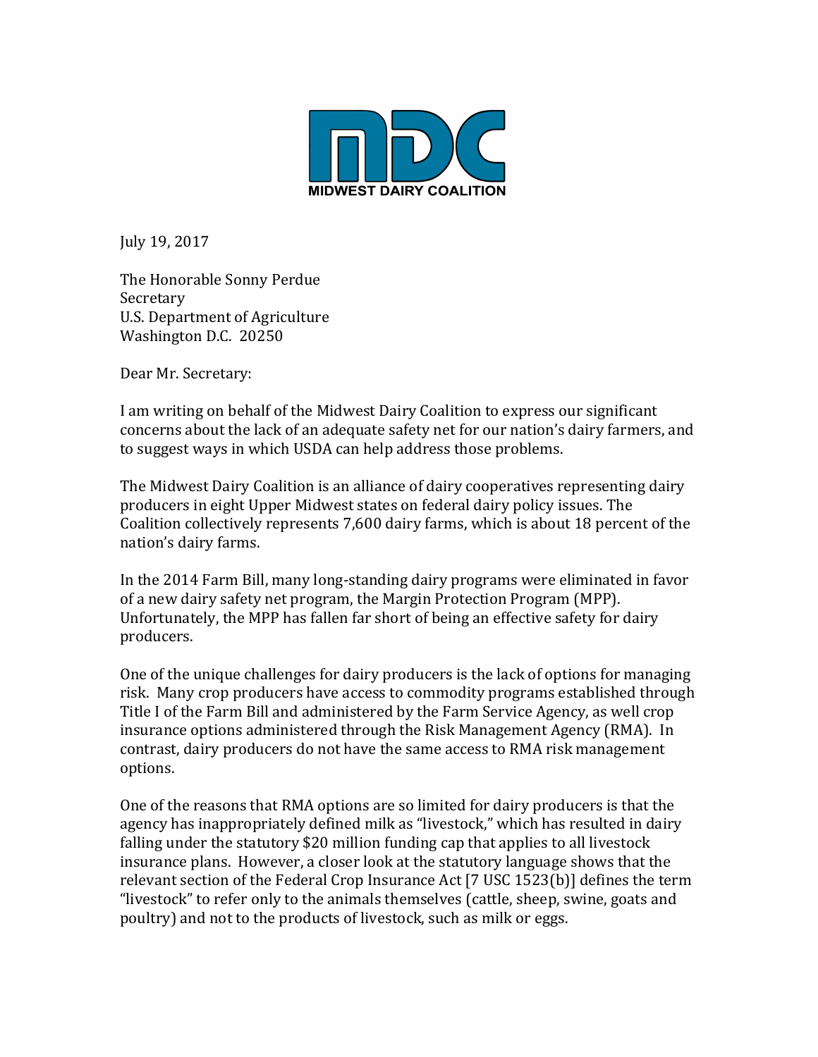**MIDWEST DAIRY COALITION**

July 19, 2017

The Honorable Sonny Perdue
Secretary
U.S. Department of Agriculture
Washington D.C. 20250

Dear Mr. Secretary:

I am writing on behalf of the Midwest Dairy Coalition to express our significant concerns about the lack of an adequate safety net for our nation's dairy farmers, and to suggest ways in which USDA can help address those problems.

The Midwest Dairy Coalition is an alliance of dairy cooperatives representing dairy producers in eight Upper Midwest states on federal dairy policy issues. The Coalition collectively represents 7,600 dairy farms, which is about 18 percent of the nation's dairy farms.

In the 2014 Farm Bill, many long-standing dairy programs were eliminated in favor of a new dairy safety net program, the Margin Protection Program (MPP). Unfortunately, the MPP has fallen far short of being an effective safety for dairy producers.

One of the unique challenges for dairy producers is the lack of options for managing risk. Many crop producers have access to commodity programs established through Title I of the Farm Bill and administered by the Farm Service Agency, as well crop insurance options administered through the Risk Management Agency (RMA). In contrast, dairy producers do not have the same access to RMA risk management options.

One of the reasons that RMA options are so limited for dairy producers is that the agency has inappropriately defined milk as "livestock," which has resulted in dairy falling under the statutory $20 million funding cap that applies to all livestock insurance plans. However, a closer look at the statutory language shows that the relevant section of the Federal Crop Insurance Act [7 USC 1523(b)] defines the term "livestock" to refer only to the animals themselves (cattle, sheep, swine, goats and poultry) and not to the products of livestock, such as milk or eggs.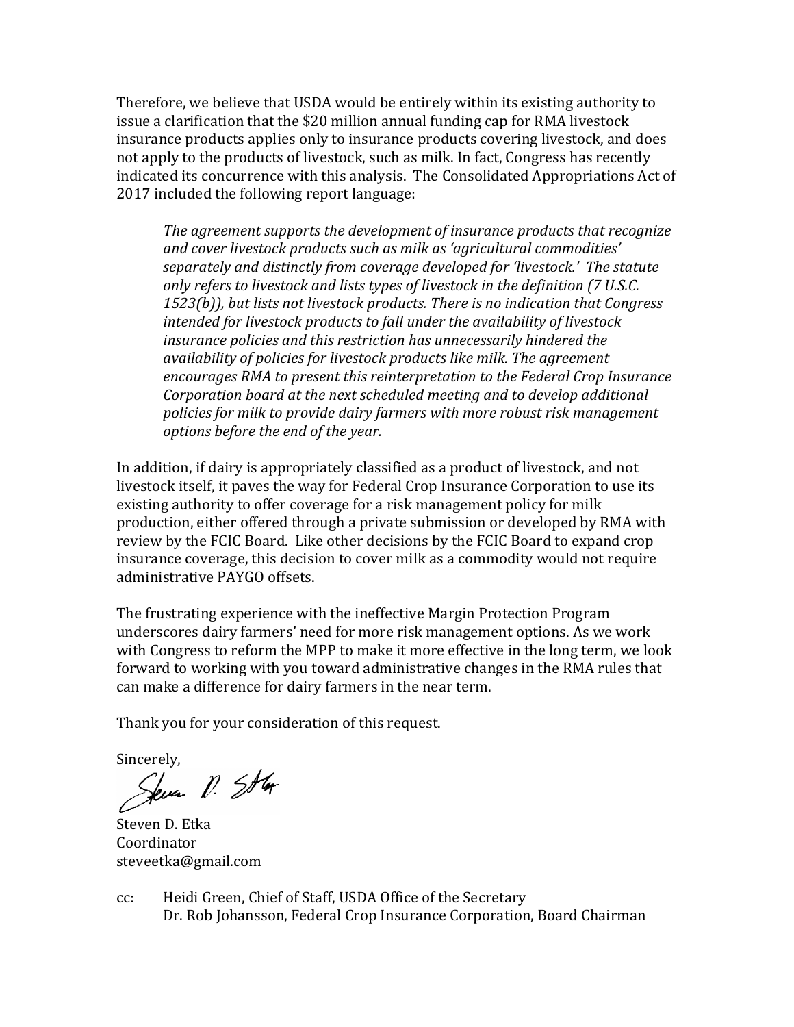Therefore, we believe that USDA would be entirely within its existing authority to issue a clarification that the $20 million annual funding cap for RMA livestock insurance products applies only to insurance products covering livestock, and does not apply to the products of livestock, such as milk. In fact, Congress has recently indicated its concurrence with this analysis. The Consolidated Appropriations Act of 2017 included the following report language:

> *The agreement supports the development of insurance products that recognize and cover livestock products such as milk as 'agricultural commodities' separately and distinctly from coverage developed for 'livestock.' The statute only refers to livestock and lists types of livestock in the definition (7 U.S.C. 1523(b)), but lists not livestock products. There is no indication that Congress intended for livestock products to fall under the availability of livestock insurance policies and this restriction has unnecessarily hindered the availability of policies for livestock products like milk. The agreement encourages RMA to present this reinterpretation to the Federal Crop Insurance Corporation board at the next scheduled meeting and to develop additional policies for milk to provide dairy farmers with more robust risk management options before the end of the year.*

In addition, if dairy is appropriately classified as a product of livestock, and not livestock itself, it paves the way for Federal Crop Insurance Corporation to use its existing authority to offer coverage for a risk management policy for milk production, either offered through a private submission or developed by RMA with review by the FCIC Board. Like other decisions by the FCIC Board to expand crop insurance coverage, this decision to cover milk as a commodity would not require administrative PAYGO offsets.

The frustrating experience with the ineffective Margin Protection Program underscores dairy farmers' need for more risk management options. As we work with Congress to reform the MPP to make it more effective in the long term, we look forward to working with you toward administrative changes in the RMA rules that can make a difference for dairy farmers in the near term.

Thank you for your consideration of this request.

Sincerely,

Steven D. Etka
Coordinator
steveetka@gmail.com

cc: Heidi Green, Chief of Staff, USDA Office of the Secretary
Dr. Rob Johansson, Federal Crop Insurance Corporation, Board Chairman